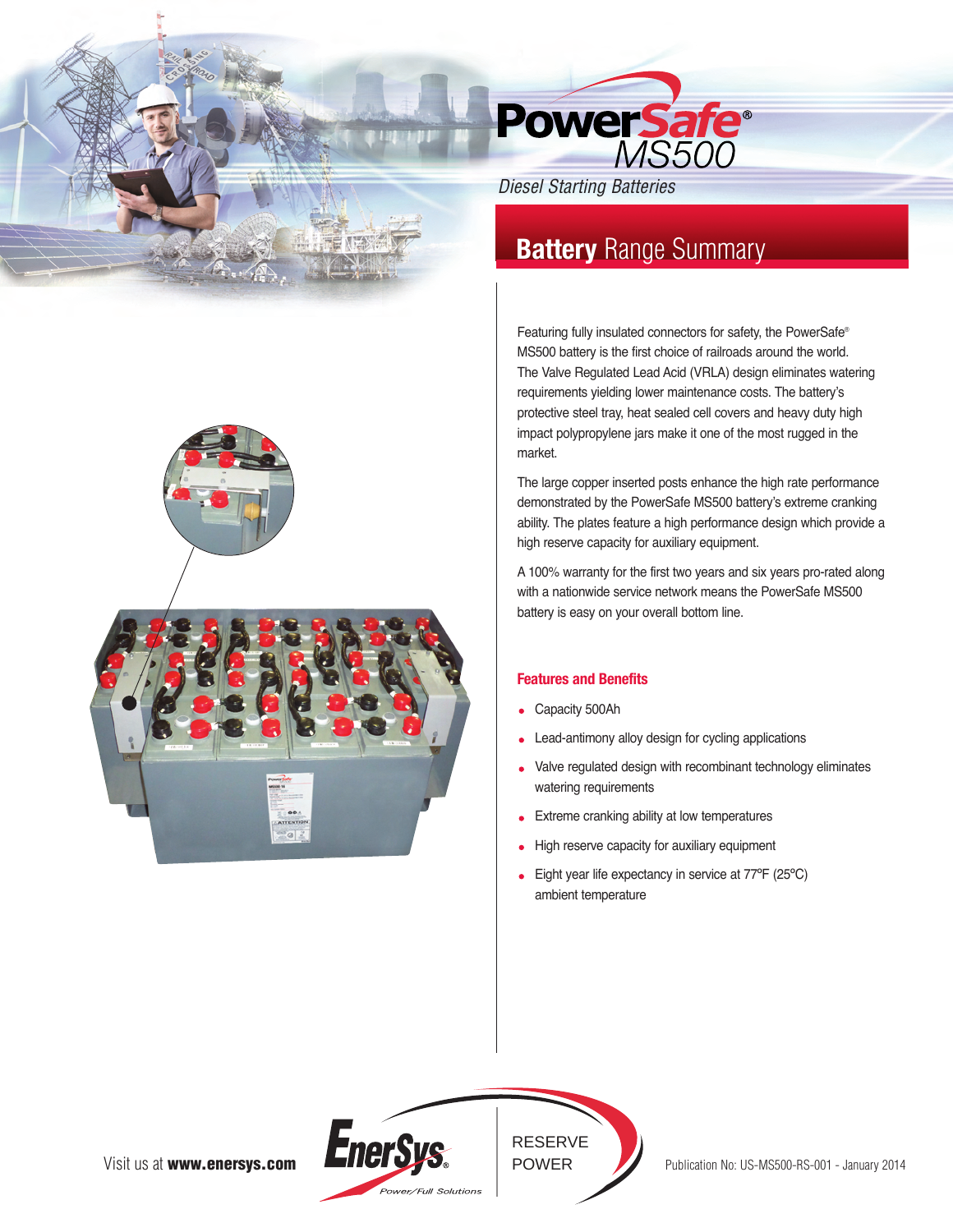# PowerSafe® MS500

*Diesel Starting Batteries*

## **Battery** Range Summary

Featuring fully insulated connectors for safety, the PowerSafe® MS500 battery is the first choice of railroads around the world. The Valve Regulated Lead Acid (VRLA) design eliminates watering requirements yielding lower maintenance costs. The battery's protective steel tray, heat sealed cell covers and heavy duty high impact polypropylene jars make it one of the most rugged in the market.

The large copper inserted posts enhance the high rate performance demonstrated by the PowerSafe MS500 battery's extreme cranking ability. The plates feature a high performance design which provide a high reserve capacity for auxiliary equipment.

A 100% warranty for the first two years and six years pro-rated along with a nationwide service network means the PowerSafe MS500 battery is easy on your overall bottom line.

### Features and Benefits

- Capacity 500Ah
- Lead-antimony alloy design for cycling applications
- Valve regulated design with recombinant technology eliminates watering requirements
- Extreme cranking ability at low temperatures
- High reserve capacity for auxiliary equipment
- Eight year life expectancy in service at 77ºF (25ºC) ambient temperature

Visit us at **www.enersys.com**

EnerSys® Power/Full Solutions

RESERVE POWER

Publication No: US-MS500-RS-001 - January 2014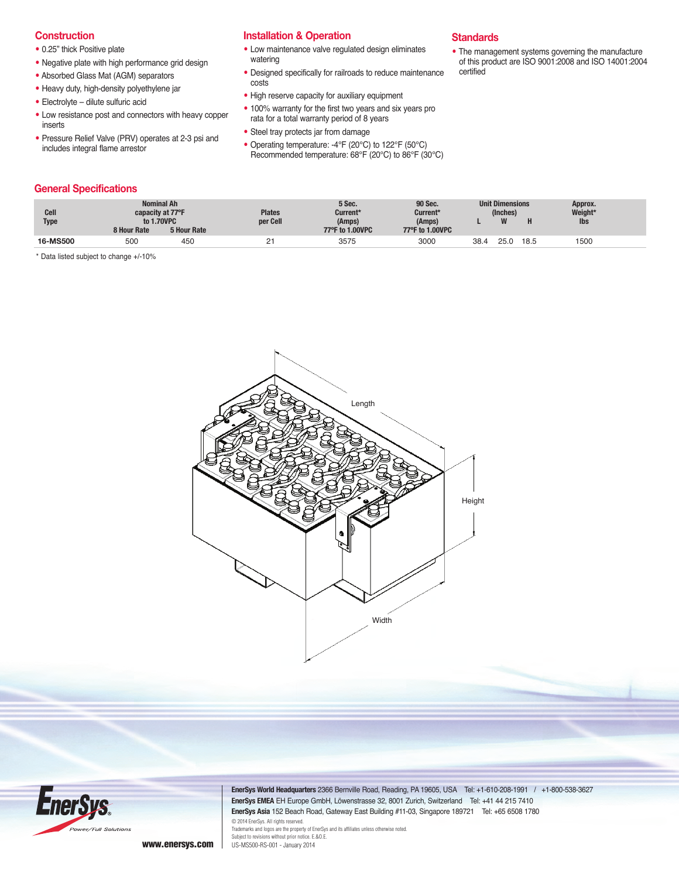## Construction

- 0.25" thick Positive plate
- Negative plate with high performance grid design
- Absorbed Glass Mat (AGM) separators
- Heavy duty, high-density polyethylene jar
- Electrolyte – dilute sulfuric acid
- Low resistance post and connectors with heavy copper inserts
- Pressure Relief Valve (PRV) operates at 2-3 psi and includes integral flame arrestor

## Installation & Operation

- Low maintenance valve regulated design eliminates watering
- Designed specifically for railroads to reduce maintenance costs
- High reserve capacity for auxiliary equipment
- 100% warranty for the first two years and six years pro rata for a total warranty period of 8 years
- Steel tray protects jar from damage
- Operating temperature: -4°F (20°C) to 122°F (50°C)
  Recommended temperature: 68°F (20°C) to 86°F (30°C)

## Standards

- The management systems governing the manufacture of this product are ISO 9001:2008 and ISO 14001:2004 certified

## General Specifications

| Cell Type | Nominal Ah capacity at 77°F to 1.70VPC | | Plates per Cell | 5 Sec. Current* (Amps) 77°F to 1.00VPC | 90 Sec. Current* (Amps) 77°F to 1.00VPC | Unit Dimensions (Inches) | | | Approx. Weight* lbs |
|---|---|---|---|---|---|---|---|---|---|
| | 8 Hour Rate | 5 Hour Rate | | | | L | W | H | |
| 16-MS500 | 500 | 450 | 21 | 3575 | 3000 | 38.4 | 25.0 | 18.5 | 1500 |

\* Data listed subject to change +/-10%

Length

Height

Width

**EnerSys World Headquarters** 2366 Bernville Road, Reading, PA 19605, USA Tel: +1-610-208-1991 / +1-800-538-3627
**EnerSys EMEA** EH Europe GmbH, Löwenstrasse 32, 8001 Zurich, Switzerland Tel: +41 44 215 7410
**EnerSys Asia** 152 Beach Road, Gateway East Building #11-03, Singapore 189721 Tel: +65 6508 1780

© 2014 EnerSys. All rights reserved.
Trademarks and logos are the property of EnerSys and its affiliates unless otherwise noted.
Subject to revisions without prior notice. E.&O.E.
US-MS500-RS-001 - January 2014

EnerSys® Power/Full Solutions

**www.enersys.com**